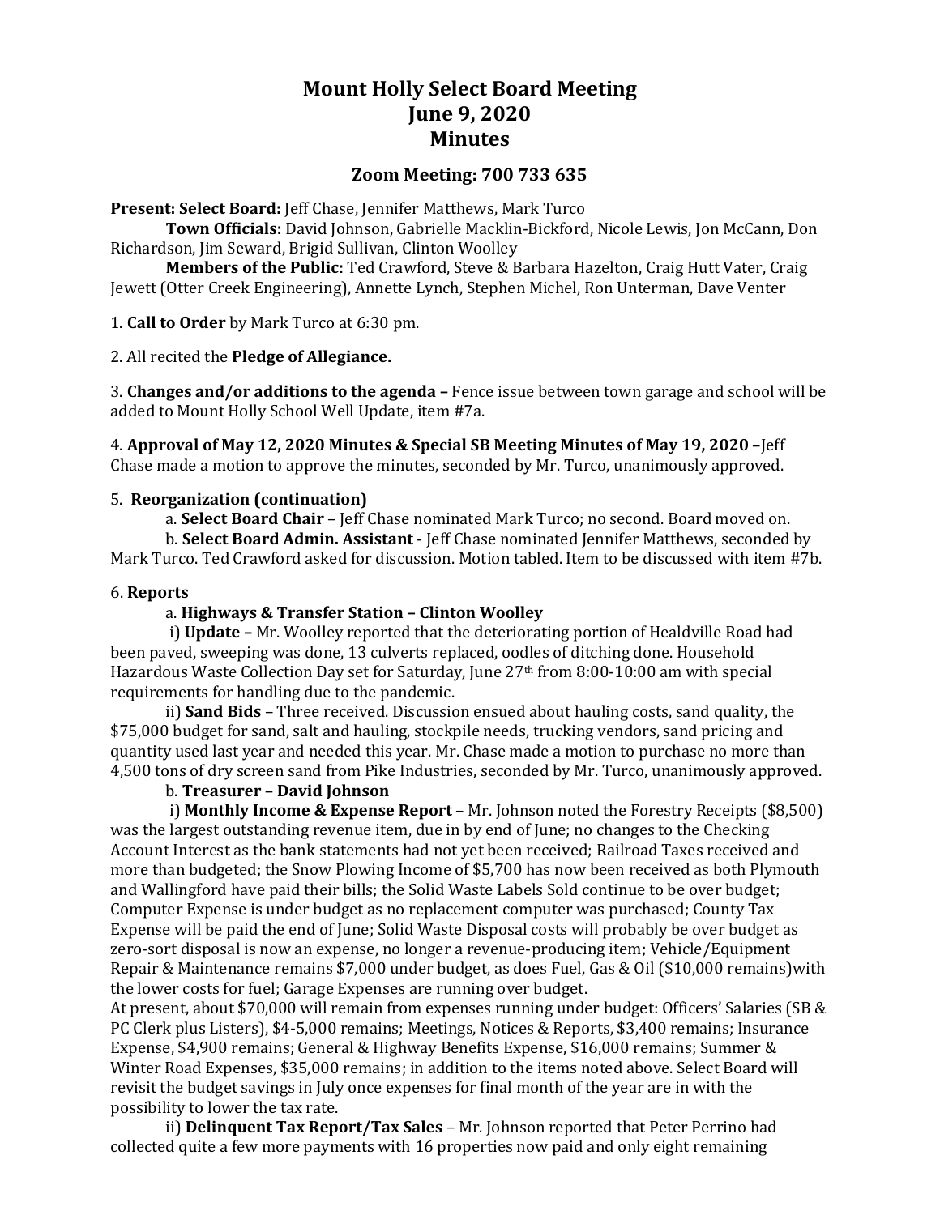# Mount Holly Select Board Meeting
# June 9, 2020
# Minutes

## Zoom Meeting: 700 733 635

**Present: Select Board:** Jeff Chase, Jennifer Matthews, Mark Turco

**Town Officials:** David Johnson, Gabrielle Macklin-Bickford, Nicole Lewis, Jon McCann, Don Richardson, Jim Seward, Brigid Sullivan, Clinton Woolley

**Members of the Public:** Ted Crawford, Steve & Barbara Hazelton, Craig Hutt Vater, Craig Jewett (Otter Creek Engineering), Annette Lynch, Stephen Michel, Ron Unterman, Dave Venter

1. **Call to Order** by Mark Turco at 6:30 pm.

2. All recited the **Pledge of Allegiance.**

3. **Changes and/or additions to the agenda –** Fence issue between town garage and school will be added to Mount Holly School Well Update, item #7a.

4. **Approval of May 12, 2020 Minutes & Special SB Meeting Minutes of May 19, 2020** –Jeff Chase made a motion to approve the minutes, seconded by Mr. Turco, unanimously approved.

5. **Reorganization (continuation)**

a. **Select Board Chair** – Jeff Chase nominated Mark Turco; no second. Board moved on.

b. **Select Board Admin. Assistant** - Jeff Chase nominated Jennifer Matthews, seconded by Mark Turco. Ted Crawford asked for discussion. Motion tabled. Item to be discussed with item #7b.

6. **Reports**

a. **Highways & Transfer Station – Clinton Woolley**

i) **Update –** Mr. Woolley reported that the deteriorating portion of Healdville Road had been paved, sweeping was done, 13 culverts replaced, oodles of ditching done. Household Hazardous Waste Collection Day set for Saturday, June 27th from 8:00-10:00 am with special requirements for handling due to the pandemic.

ii) **Sand Bids** – Three received. Discussion ensued about hauling costs, sand quality, the $75,000 budget for sand, salt and hauling, stockpile needs, trucking vendors, sand pricing and quantity used last year and needed this year. Mr. Chase made a motion to purchase no more than 4,500 tons of dry screen sand from Pike Industries, seconded by Mr. Turco, unanimously approved.

b. **Treasurer – David Johnson**

i) **Monthly Income & Expense Report** – Mr. Johnson noted the Forestry Receipts ($8,500) was the largest outstanding revenue item, due in by end of June; no changes to the Checking Account Interest as the bank statements had not yet been received; Railroad Taxes received and more than budgeted; the Snow Plowing Income of $5,700 has now been received as both Plymouth and Wallingford have paid their bills; the Solid Waste Labels Sold continue to be over budget; Computer Expense is under budget as no replacement computer was purchased; County Tax Expense will be paid the end of June; Solid Waste Disposal costs will probably be over budget as zero-sort disposal is now an expense, no longer a revenue-producing item; Vehicle/Equipment Repair & Maintenance remains $7,000 under budget, as does Fuel, Gas & Oil ($10,000 remains)with the lower costs for fuel; Garage Expenses are running over budget.

At present, about $70,000 will remain from expenses running under budget: Officers' Salaries (SB & PC Clerk plus Listers), $4-5,000 remains; Meetings, Notices & Reports, $3,400 remains; Insurance Expense, $4,900 remains; General & Highway Benefits Expense, $16,000 remains; Summer & Winter Road Expenses, $35,000 remains; in addition to the items noted above. Select Board will revisit the budget savings in July once expenses for final month of the year are in with the possibility to lower the tax rate.

ii) **Delinquent Tax Report/Tax Sales** – Mr. Johnson reported that Peter Perrino had collected quite a few more payments with 16 properties now paid and only eight remaining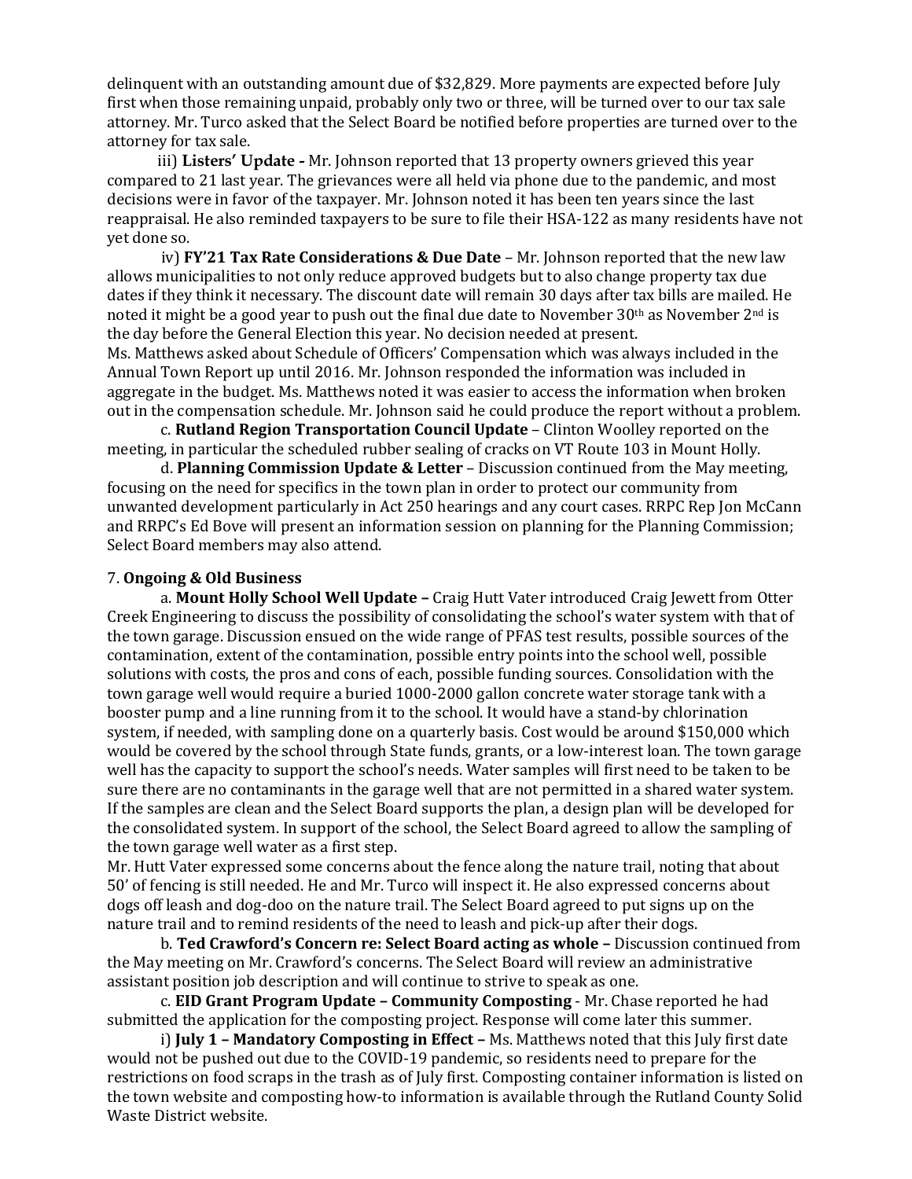delinquent with an outstanding amount due of $32,829. More payments are expected before July first when those remaining unpaid, probably only two or three, will be turned over to our tax sale attorney. Mr. Turco asked that the Select Board be notified before properties are turned over to the attorney for tax sale.

iii) **Listers' Update -** Mr. Johnson reported that 13 property owners grieved this year compared to 21 last year. The grievances were all held via phone due to the pandemic, and most decisions were in favor of the taxpayer. Mr. Johnson noted it has been ten years since the last reappraisal. He also reminded taxpayers to be sure to file their HSA-122 as many residents have not yet done so.

iv) **FY'21 Tax Rate Considerations & Due Date** – Mr. Johnson reported that the new law allows municipalities to not only reduce approved budgets but to also change property tax due dates if they think it necessary. The discount date will remain 30 days after tax bills are mailed. He noted it might be a good year to push out the final due date to November 30th as November 2nd is the day before the General Election this year. No decision needed at present.

Ms. Matthews asked about Schedule of Officers' Compensation which was always included in the Annual Town Report up until 2016. Mr. Johnson responded the information was included in aggregate in the budget. Ms. Matthews noted it was easier to access the information when broken out in the compensation schedule. Mr. Johnson said he could produce the report without a problem.

c. **Rutland Region Transportation Council Update** – Clinton Woolley reported on the meeting, in particular the scheduled rubber sealing of cracks on VT Route 103 in Mount Holly.

d. **Planning Commission Update & Letter** – Discussion continued from the May meeting, focusing on the need for specifics in the town plan in order to protect our community from unwanted development particularly in Act 250 hearings and any court cases. RRPC Rep Jon McCann and RRPC's Ed Bove will present an information session on planning for the Planning Commission; Select Board members may also attend.

7. **Ongoing & Old Business**

a. **Mount Holly School Well Update –** Craig Hutt Vater introduced Craig Jewett from Otter Creek Engineering to discuss the possibility of consolidating the school's water system with that of the town garage. Discussion ensued on the wide range of PFAS test results, possible sources of the contamination, extent of the contamination, possible entry points into the school well, possible solutions with costs, the pros and cons of each, possible funding sources. Consolidation with the town garage well would require a buried 1000-2000 gallon concrete water storage tank with a booster pump and a line running from it to the school. It would have a stand-by chlorination system, if needed, with sampling done on a quarterly basis. Cost would be around $150,000 which would be covered by the school through State funds, grants, or a low-interest loan. The town garage well has the capacity to support the school's needs. Water samples will first need to be taken to be sure there are no contaminants in the garage well that are not permitted in a shared water system. If the samples are clean and the Select Board supports the plan, a design plan will be developed for the consolidated system. In support of the school, the Select Board agreed to allow the sampling of the town garage well water as a first step.

Mr. Hutt Vater expressed some concerns about the fence along the nature trail, noting that about 50' of fencing is still needed. He and Mr. Turco will inspect it. He also expressed concerns about dogs off leash and dog-doo on the nature trail. The Select Board agreed to put signs up on the nature trail and to remind residents of the need to leash and pick-up after their dogs.

b. **Ted Crawford's Concern re: Select Board acting as whole –** Discussion continued from the May meeting on Mr. Crawford's concerns. The Select Board will review an administrative assistant position job description and will continue to strive to speak as one.

c. **EID Grant Program Update – Community Composting** - Mr. Chase reported he had submitted the application for the composting project. Response will come later this summer.

i) **July 1 – Mandatory Composting in Effect –** Ms. Matthews noted that this July first date would not be pushed out due to the COVID-19 pandemic, so residents need to prepare for the restrictions on food scraps in the trash as of July first. Composting container information is listed on the town website and composting how-to information is available through the Rutland County Solid Waste District website.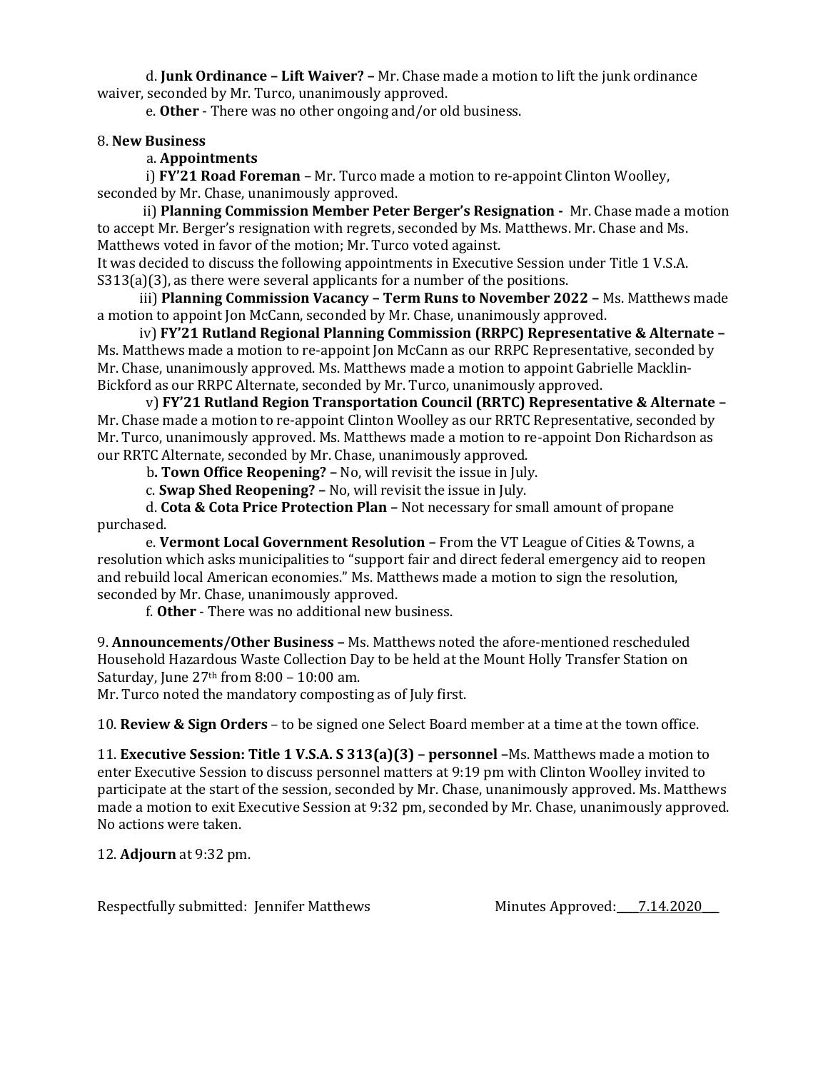d. **Junk Ordinance – Lift Waiver? –** Mr. Chase made a motion to lift the junk ordinance waiver, seconded by Mr. Turco, unanimously approved.

e. **Other** - There was no other ongoing and/or old business.

8. **New Business**

a. **Appointments**

i) **FY'21 Road Foreman** – Mr. Turco made a motion to re-appoint Clinton Woolley, seconded by Mr. Chase, unanimously approved.

ii) **Planning Commission Member Peter Berger's Resignation -** Mr. Chase made a motion to accept Mr. Berger's resignation with regrets, seconded by Ms. Matthews. Mr. Chase and Ms. Matthews voted in favor of the motion; Mr. Turco voted against.

It was decided to discuss the following appointments in Executive Session under Title 1 V.S.A. S313(a)(3), as there were several applicants for a number of the positions.

iii) **Planning Commission Vacancy – Term Runs to November 2022 –** Ms. Matthews made a motion to appoint Jon McCann, seconded by Mr. Chase, unanimously approved.

iv) **FY'21 Rutland Regional Planning Commission (RRPC) Representative & Alternate –** Ms. Matthews made a motion to re-appoint Jon McCann as our RRPC Representative, seconded by Mr. Chase, unanimously approved. Ms. Matthews made a motion to appoint Gabrielle Macklin-Bickford as our RRPC Alternate, seconded by Mr. Turco, unanimously approved.

v) **FY'21 Rutland Region Transportation Council (RRTC) Representative & Alternate –** Mr. Chase made a motion to re-appoint Clinton Woolley as our RRTC Representative, seconded by Mr. Turco, unanimously approved. Ms. Matthews made a motion to re-appoint Don Richardson as our RRTC Alternate, seconded by Mr. Chase, unanimously approved.

b**. Town Office Reopening? –** No, will revisit the issue in July.

c. **Swap Shed Reopening? –** No, will revisit the issue in July.

d. **Cota & Cota Price Protection Plan –** Not necessary for small amount of propane purchased.

e. **Vermont Local Government Resolution –** From the VT League of Cities & Towns, a resolution which asks municipalities to "support fair and direct federal emergency aid to reopen and rebuild local American economies." Ms. Matthews made a motion to sign the resolution, seconded by Mr. Chase, unanimously approved.

f. **Other** - There was no additional new business.

9. **Announcements/Other Business –** Ms. Matthews noted the afore-mentioned rescheduled Household Hazardous Waste Collection Day to be held at the Mount Holly Transfer Station on Saturday, June 27th from 8:00 – 10:00 am.

Mr. Turco noted the mandatory composting as of July first.

10. **Review & Sign Orders** – to be signed one Select Board member at a time at the town office.

11. **Executive Session: Title 1 V.S.A. S 313(a)(3) – personnel –**Ms. Matthews made a motion to enter Executive Session to discuss personnel matters at 9:19 pm with Clinton Woolley invited to participate at the start of the session, seconded by Mr. Chase, unanimously approved. Ms. Matthews made a motion to exit Executive Session at 9:32 pm, seconded by Mr. Chase, unanimously approved. No actions were taken.

12. **Adjourn** at 9:32 pm.

Respectfully submitted: Jennifer Matthews Minutes Approved: 7.14.2020